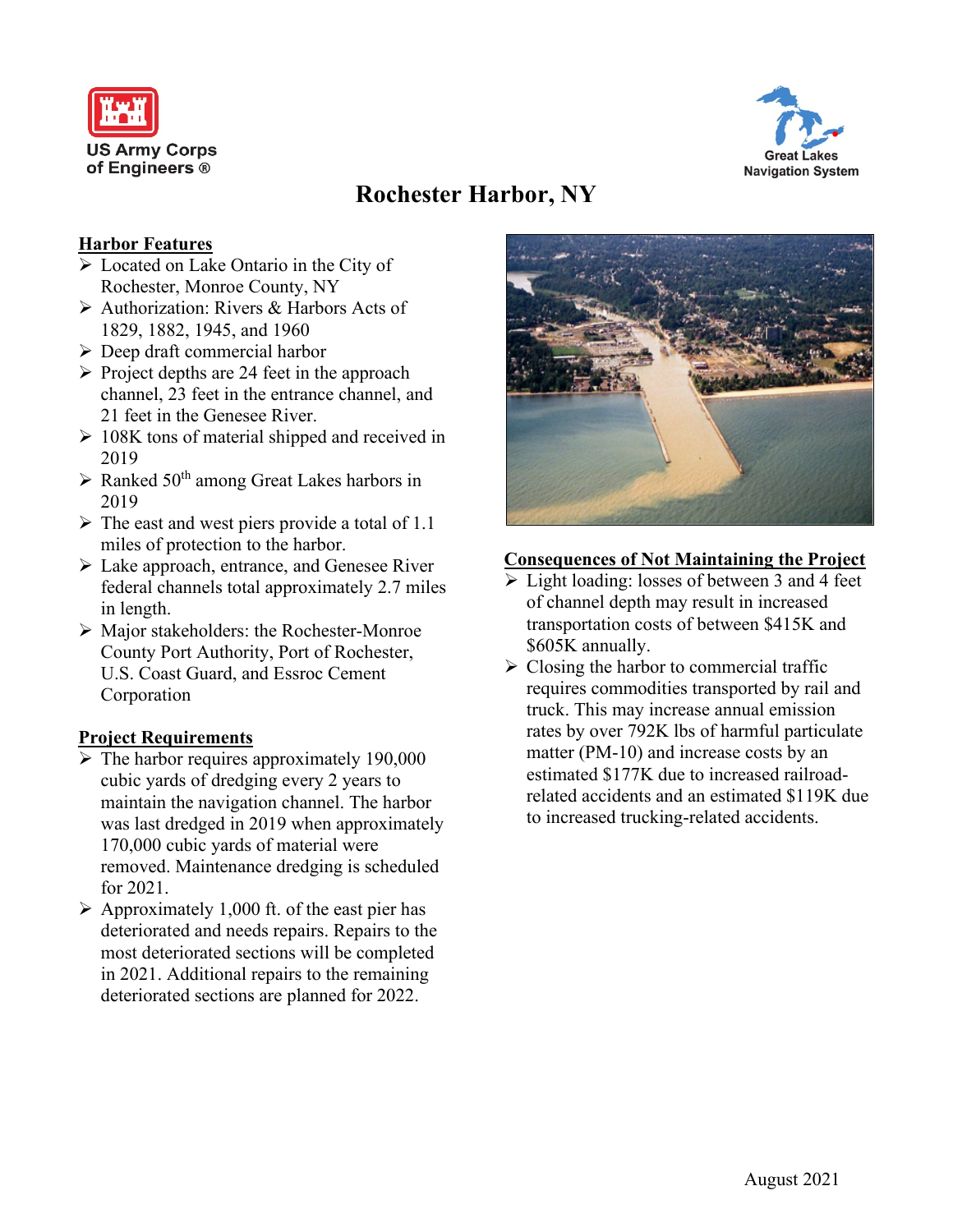US Army Corps of Engineers ®

Great Lakes Navigation System

# Rochester Harbor, NY

## Harbor Features

- Located on Lake Ontario in the City of Rochester, Monroe County, NY
- Authorization: Rivers & Harbors Acts of 1829, 1882, 1945, and 1960
- Deep draft commercial harbor
- Project depths are 24 feet in the approach channel, 23 feet in the entrance channel, and 21 feet in the Genesee River.
- 108K tons of material shipped and received in 2019
- Ranked 50th among Great Lakes harbors in 2019
- The east and west piers provide a total of 1.1 miles of protection to the harbor.
- Lake approach, entrance, and Genesee River federal channels total approximately 2.7 miles in length.
- Major stakeholders: the Rochester-Monroe County Port Authority, Port of Rochester, U.S. Coast Guard, and Essroc Cement Corporation

## Project Requirements

- The harbor requires approximately 190,000 cubic yards of dredging every 2 years to maintain the navigation channel. The harbor was last dredged in 2019 when approximately 170,000 cubic yards of material were removed. Maintenance dredging is scheduled for 2021.
- Approximately 1,000 ft. of the east pier has deteriorated and needs repairs. Repairs to the most deteriorated sections will be completed in 2021. Additional repairs to the remaining deteriorated sections are planned for 2022.

## Consequences of Not Maintaining the Project

- Light loading: losses of between 3 and 4 feet of channel depth may result in increased transportation costs of between $415K and $605K annually.
- Closing the harbor to commercial traffic requires commodities transported by rail and truck. This may increase annual emission rates by over 792K lbs of harmful particulate matter (PM-10) and increase costs by an estimated $177K due to increased railroad-related accidents and an estimated $119K due to increased trucking-related accidents.

August 2021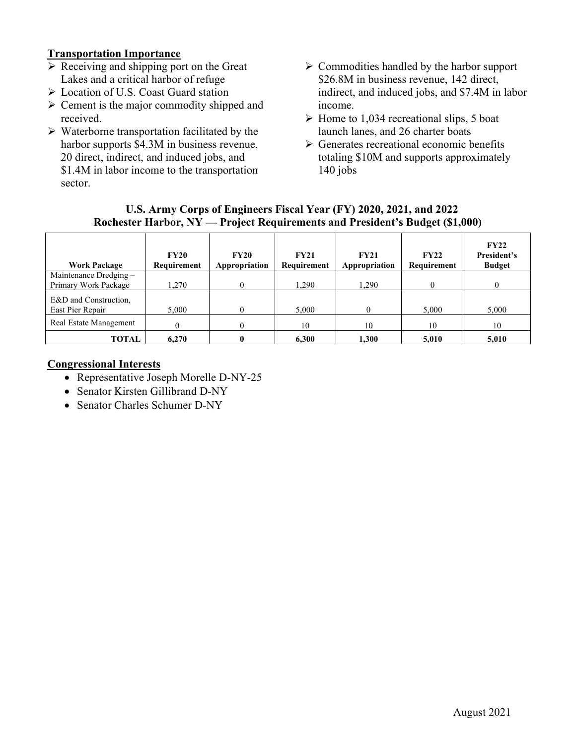## Transportation Importance

- Receiving and shipping port on the Great Lakes and a critical harbor of refuge
- Location of U.S. Coast Guard station
- Cement is the major commodity shipped and received.
- Waterborne transportation facilitated by the harbor supports $4.3M in business revenue, 20 direct, indirect, and induced jobs, and $1.4M in labor income to the transportation sector.
- Commodities handled by the harbor support $26.8M in business revenue, 142 direct, indirect, and induced jobs, and $7.4M in labor income.
- Home to 1,034 recreational slips, 5 boat launch lanes, and 26 charter boats
- Generates recreational economic benefits totaling $10M and supports approximately 140 jobs

**U.S. Army Corps of Engineers Fiscal Year (FY) 2020, 2021, and 2022**
**Rochester Harbor, NY — Project Requirements and President's Budget ($1,000)**

| Work Package | FY20 Requirement | FY20 Appropriation | FY21 Requirement | FY21 Appropriation | FY22 Requirement | FY22 President's Budget |
|---|---|---|---|---|---|---|
| Maintenance Dredging – Primary Work Package | 1,270 | 0 | 1,290 | 1,290 | 0 | 0 |
| E&D and Construction, East Pier Repair | 5,000 | 0 | 5,000 | 0 | 5,000 | 5,000 |
| Real Estate Management | 0 | 0 | 10 | 10 | 10 | 10 |
| **TOTAL** | **6,270** | **0** | **6,300** | **1,300** | **5,010** | **5,010** |

## Congressional Interests

- Representative Joseph Morelle D-NY-25
- Senator Kirsten Gillibrand D-NY
- Senator Charles Schumer D-NY

August 2021